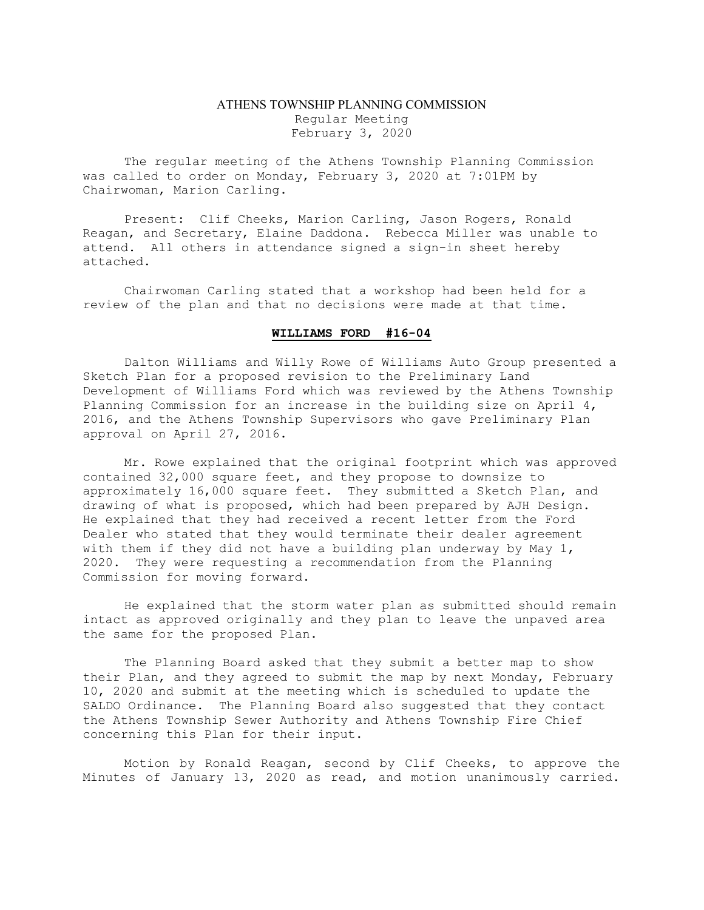# ATHENS TOWNSHIP PLANNING COMMISSION

Regular Meeting
February 3, 2020

The regular meeting of the Athens Township Planning Commission was called to order on Monday, February 3, 2020 at 7:01PM by Chairwoman, Marion Carling.

Present: Clif Cheeks, Marion Carling, Jason Rogers, Ronald Reagan, and Secretary, Elaine Daddona. Rebecca Miller was unable to attend. All others in attendance signed a sign-in sheet hereby attached.

Chairwoman Carling stated that a workshop had been held for a review of the plan and that no decisions were made at that time.

## WILLIAMS FORD #16-04

Dalton Williams and Willy Rowe of Williams Auto Group presented a Sketch Plan for a proposed revision to the Preliminary Land Development of Williams Ford which was reviewed by the Athens Township Planning Commission for an increase in the building size on April 4, 2016, and the Athens Township Supervisors who gave Preliminary Plan approval on April 27, 2016.

Mr. Rowe explained that the original footprint which was approved contained 32,000 square feet, and they propose to downsize to approximately 16,000 square feet. They submitted a Sketch Plan, and drawing of what is proposed, which had been prepared by AJH Design. He explained that they had received a recent letter from the Ford Dealer who stated that they would terminate their dealer agreement with them if they did not have a building plan underway by May 1, 2020. They were requesting a recommendation from the Planning Commission for moving forward.

He explained that the storm water plan as submitted should remain intact as approved originally and they plan to leave the unpaved area the same for the proposed Plan.

The Planning Board asked that they submit a better map to show their Plan, and they agreed to submit the map by next Monday, February 10, 2020 and submit at the meeting which is scheduled to update the SALDO Ordinance. The Planning Board also suggested that they contact the Athens Township Sewer Authority and Athens Township Fire Chief concerning this Plan for their input.

Motion by Ronald Reagan, second by Clif Cheeks, to approve the Minutes of January 13, 2020 as read, and motion unanimously carried.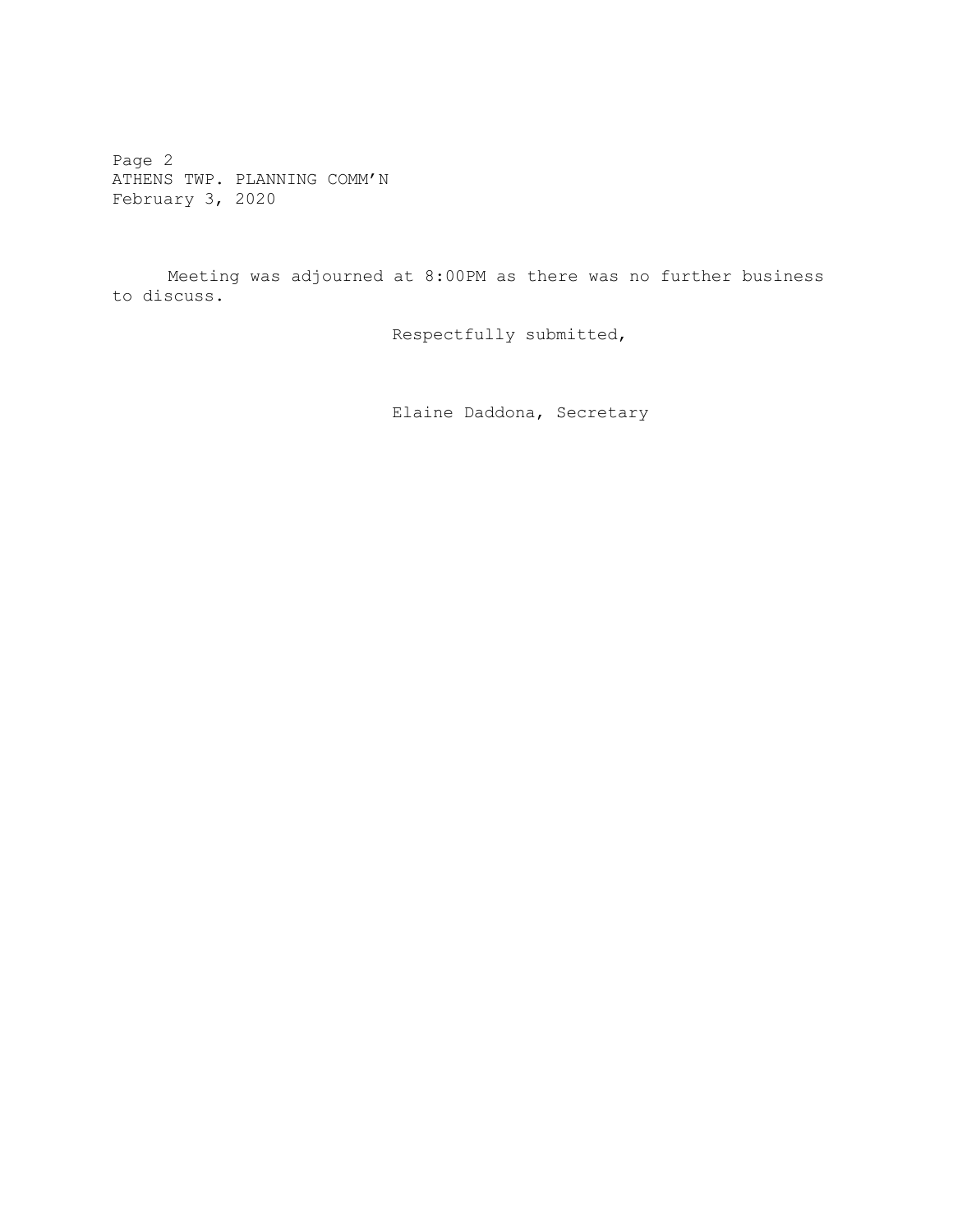Meeting was adjourned at 8:00PM as there was no further business to discuss.

Respectfully submitted,

Elaine Daddona, Secretary